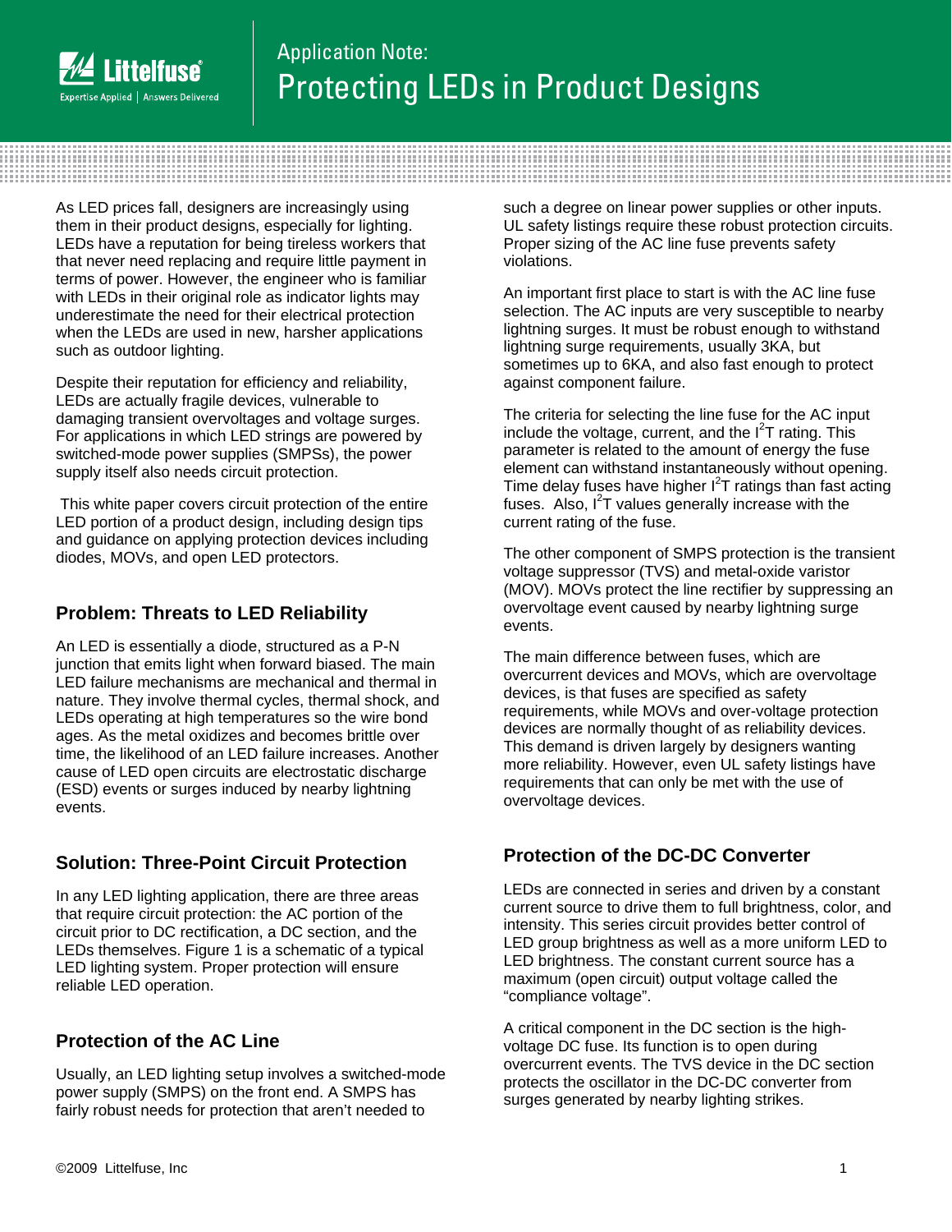Application Note:

# Protecting LEDs in Product Designs

As LED prices fall, designers are increasingly using them in their product designs, especially for lighting. LEDs have a reputation for being tireless workers that that never need replacing and require little payment in terms of power. However, the engineer who is familiar with LEDs in their original role as indicator lights may underestimate the need for their electrical protection when the LEDs are used in new, harsher applications such as outdoor lighting.

Despite their reputation for efficiency and reliability, LEDs are actually fragile devices, vulnerable to damaging transient overvoltages and voltage surges. For applications in which LED strings are powered by switched-mode power supplies (SMPSs), the power supply itself also needs circuit protection.

This white paper covers circuit protection of the entire LED portion of a product design, including design tips and guidance on applying protection devices including diodes, MOVs, and open LED protectors.

## Problem: Threats to LED Reliability

An LED is essentially a diode, structured as a P-N junction that emits light when forward biased. The main LED failure mechanisms are mechanical and thermal in nature. They involve thermal cycles, thermal shock, and LEDs operating at high temperatures so the wire bond ages. As the metal oxidizes and becomes brittle over time, the likelihood of an LED failure increases. Another cause of LED open circuits are electrostatic discharge (ESD) events or surges induced by nearby lightning events.

## Solution: Three-Point Circuit Protection

In any LED lighting application, there are three areas that require circuit protection: the AC portion of the circuit prior to DC rectification, a DC section, and the LEDs themselves. Figure 1 is a schematic of a typical LED lighting system. Proper protection will ensure reliable LED operation.

## Protection of the AC Line

Usually, an LED lighting setup involves a switched-mode power supply (SMPS) on the front end. A SMPS has fairly robust needs for protection that aren't needed to such a degree on linear power supplies or other inputs. UL safety listings require these robust protection circuits. Proper sizing of the AC line fuse prevents safety violations.

An important first place to start is with the AC line fuse selection. The AC inputs are very susceptible to nearby lightning surges. It must be robust enough to withstand lightning surge requirements, usually 3KA, but sometimes up to 6KA, and also fast enough to protect against component failure.

The criteria for selecting the line fuse for the AC input include the voltage, current, and the $I^2T$ rating. This parameter is related to the amount of energy the fuse element can withstand instantaneously without opening. Time delay fuses have higher $I^2T$ ratings than fast acting fuses. Also, $I^2T$ values generally increase with the current rating of the fuse.

The other component of SMPS protection is the transient voltage suppressor (TVS) and metal-oxide varistor (MOV). MOVs protect the line rectifier by suppressing an overvoltage event caused by nearby lightning surge events.

The main difference between fuses, which are overcurrent devices and MOVs, which are overvoltage devices, is that fuses are specified as safety requirements, while MOVs and over-voltage protection devices are normally thought of as reliability devices. This demand is driven largely by designers wanting more reliability. However, even UL safety listings have requirements that can only be met with the use of overvoltage devices.

## Protection of the DC-DC Converter

LEDs are connected in series and driven by a constant current source to drive them to full brightness, color, and intensity. This series circuit provides better control of LED group brightness as well as a more uniform LED to LED brightness. The constant current source has a maximum (open circuit) output voltage called the "compliance voltage".

A critical component in the DC section is the high-voltage DC fuse. Its function is to open during overcurrent events. The TVS device in the DC section protects the oscillator in the DC-DC converter from surges generated by nearby lighting strikes.

©2009 Littelfuse, Inc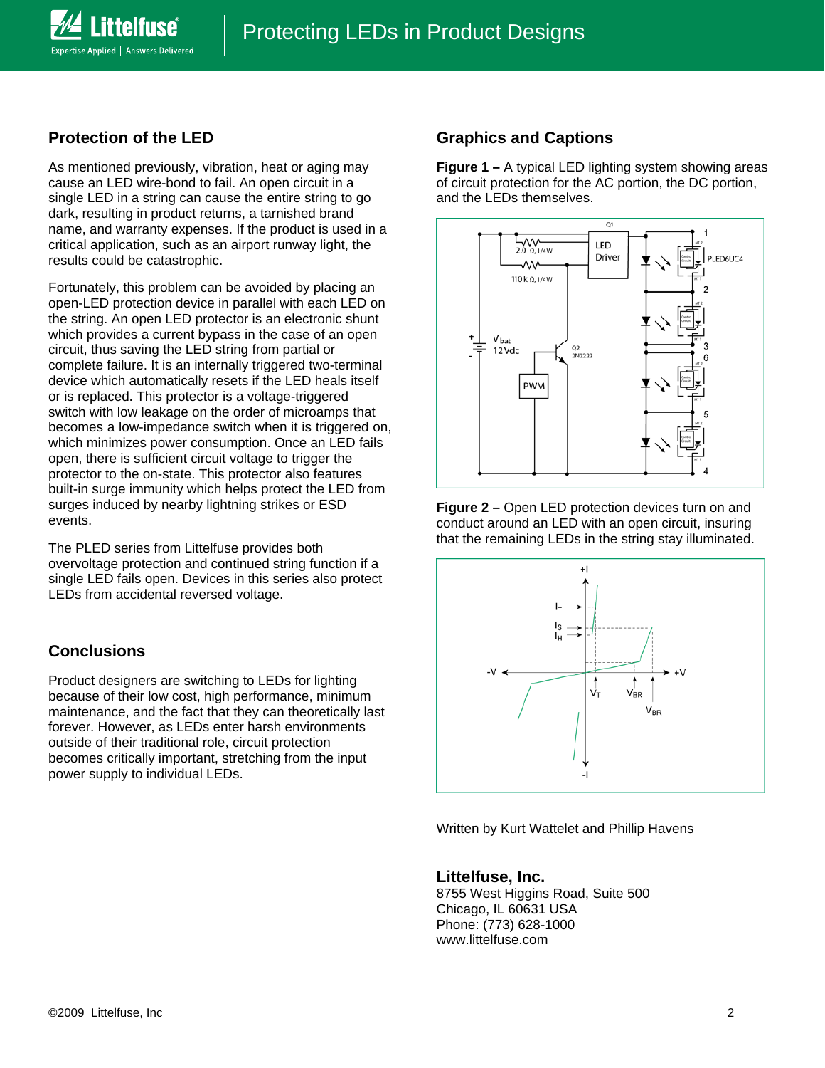## Protection of the LED

As mentioned previously, vibration, heat or aging may cause an LED wire-bond to fail. An open circuit in a single LED in a string can cause the entire string to go dark, resulting in product returns, a tarnished brand name, and warranty expenses. If the product is used in a critical application, such as an airport runway light, the results could be catastrophic.

Fortunately, this problem can be avoided by placing an open-LED protection device in parallel with each LED on the string. An open LED protector is an electronic shunt which provides a current bypass in the case of an open circuit, thus saving the LED string from partial or complete failure. It is an internally triggered two-terminal device which automatically resets if the LED heals itself or is replaced. This protector is a voltage-triggered switch with low leakage on the order of microamps that becomes a low-impedance switch when it is triggered on, which minimizes power consumption. Once an LED fails open, there is sufficient circuit voltage to trigger the protector to the on-state. This protector also features built-in surge immunity which helps protect the LED from surges induced by nearby lightning strikes or ESD events.

The PLED series from Littelfuse provides both overvoltage protection and continued string function if a single LED fails open. Devices in this series also protect LEDs from accidental reversed voltage.

## Conclusions

Product designers are switching to LEDs for lighting because of their low cost, high performance, minimum maintenance, and the fact that they can theoretically last forever. However, as LEDs enter harsh environments outside of their traditional role, circuit protection becomes critically important, stretching from the input power supply to individual LEDs.

## Graphics and Captions

**Figure 1 –** A typical LED lighting system showing areas of circuit protection for the AC portion, the DC portion, and the LEDs themselves.

Q1
LED Driver
2.0 Ω, 1/4W
110 k Ω, 1/4W
V bat
12 Vdc
Q2
2N2222
PWM
PLED6UC4
1
2
3
6
5
4

**Figure 2 –** Open LED protection devices turn on and conduct around an LED with an open circuit, insuring that the remaining LEDs in the string stay illuminated.

+I
-I
-V
+V
$I_T$
$I_S$
$I_H$
$V_T$
$V_{BR}$
$V_{BR}$

Written by Kurt Wattelet and Phillip Havens

**Littelfuse, Inc.**
8755 West Higgins Road, Suite 500
Chicago, IL 60631 USA
Phone: (773) 628-1000
www.littelfuse.com

©2009 Littelfuse, Inc